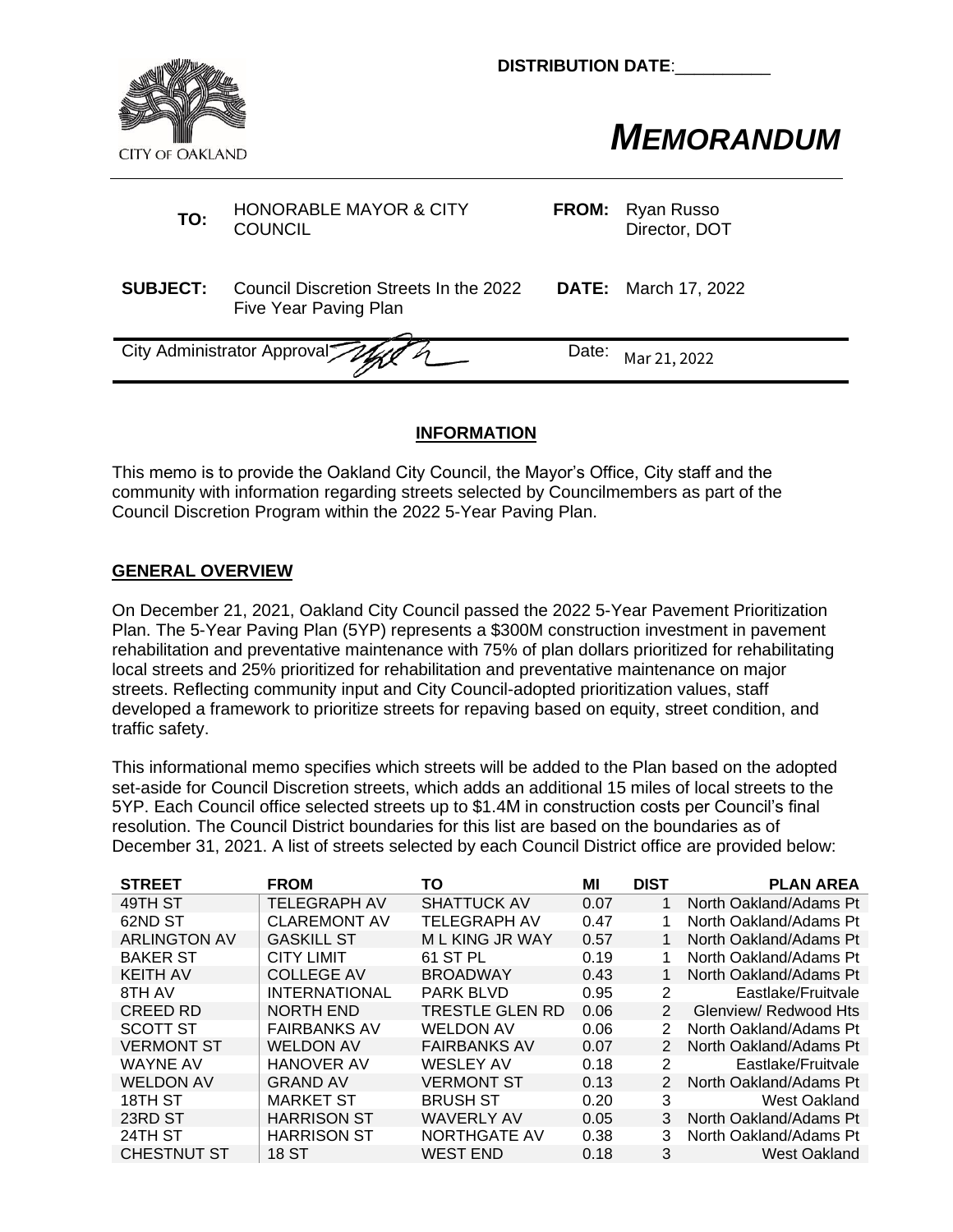DISTRIBUTION DATE:__________

CITY OF OAKLAND

# *MEMORANDUM*

| | | | |
|---|---|---|---|
| **TO:** | HONORABLE MAYOR & CITY COUNCIL | **FROM:** | Ryan Russo Director, DOT |
| **SUBJECT:** | Council Discretion Streets In the 2022 Five Year Paving Plan | **DATE:** | March 17, 2022 |

City Administrator Approval Date: Mar 21, 2022

## INFORMATION

This memo is to provide the Oakland City Council, the Mayor's Office, City staff and the community with information regarding streets selected by Councilmembers as part of the Council Discretion Program within the 2022 5-Year Paving Plan.

## GENERAL OVERVIEW

On December 21, 2021, Oakland City Council passed the 2022 5-Year Pavement Prioritization Plan. The 5-Year Paving Plan (5YP) represents a $300M construction investment in pavement rehabilitation and preventative maintenance with 75% of plan dollars prioritized for rehabilitating local streets and 25% prioritized for rehabilitation and preventative maintenance on major streets. Reflecting community input and City Council-adopted prioritization values, staff developed a framework to prioritize streets for repaving based on equity, street condition, and traffic safety.

This informational memo specifies which streets will be added to the Plan based on the adopted set-aside for Council Discretion streets, which adds an additional 15 miles of local streets to the 5YP. Each Council office selected streets up to $1.4M in construction costs per Council's final resolution. The Council District boundaries for this list are based on the boundaries as of December 31, 2021. A list of streets selected by each Council District office are provided below:

| STREET | FROM | TO | MI | DIST | PLAN AREA |
|---|---|---|---|---|---|
| 49TH ST | TELEGRAPH AV | SHATTUCK AV | 0.07 | 1 | North Oakland/Adams Pt |
| 62ND ST | CLAREMONT AV | TELEGRAPH AV | 0.47 | 1 | North Oakland/Adams Pt |
| ARLINGTON AV | GASKILL ST | M L KING JR WAY | 0.57 | 1 | North Oakland/Adams Pt |
| BAKER ST | CITY LIMIT | 61 ST PL | 0.19 | 1 | North Oakland/Adams Pt |
| KEITH AV | COLLEGE AV | BROADWAY | 0.43 | 1 | North Oakland/Adams Pt |
| 8TH AV | INTERNATIONAL | PARK BLVD | 0.95 | 2 | Eastlake/Fruitvale |
| CREED RD | NORTH END | TRESTLE GLEN RD | 0.06 | 2 | Glenview/ Redwood Hts |
| SCOTT ST | FAIRBANKS AV | WELDON AV | 0.06 | 2 | North Oakland/Adams Pt |
| VERMONT ST | WELDON AV | FAIRBANKS AV | 0.07 | 2 | North Oakland/Adams Pt |
| WAYNE AV | HANOVER AV | WESLEY AV | 0.18 | 2 | Eastlake/Fruitvale |
| WELDON AV | GRAND AV | VERMONT ST | 0.13 | 2 | North Oakland/Adams Pt |
| 18TH ST | MARKET ST | BRUSH ST | 0.20 | 3 | West Oakland |
| 23RD ST | HARRISON ST | WAVERLY AV | 0.05 | 3 | North Oakland/Adams Pt |
| 24TH ST | HARRISON ST | NORTHGATE AV | 0.38 | 3 | North Oakland/Adams Pt |
| CHESTNUT ST | 18 ST | WEST END | 0.18 | 3 | West Oakland |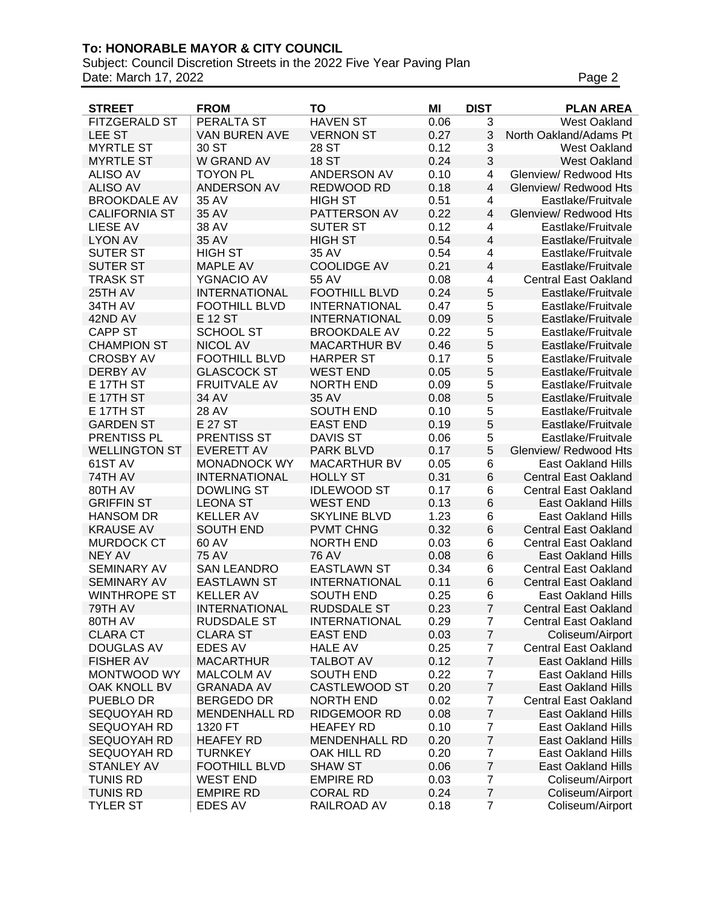| STREET | FROM | TO | MI | DIST | PLAN AREA |
|---|---|---|---|---|---|
| FITZGERALD ST | PERALTA ST | HAVEN ST | 0.06 | 3 | West Oakland |
| LEE ST | VAN BUREN AVE | VERNON ST | 0.27 | 3 | North Oakland/Adams Pt |
| MYRTLE ST | 30 ST | 28 ST | 0.12 | 3 | West Oakland |
| MYRTLE ST | W GRAND AV | 18 ST | 0.24 | 3 | West Oakland |
| ALISO AV | TOYON PL | ANDERSON AV | 0.10 | 4 | Glenview/ Redwood Hts |
| ALISO AV | ANDERSON AV | REDWOOD RD | 0.18 | 4 | Glenview/ Redwood Hts |
| BROOKDALE AV | 35 AV | HIGH ST | 0.51 | 4 | Eastlake/Fruitvale |
| CALIFORNIA ST | 35 AV | PATTERSON AV | 0.22 | 4 | Glenview/ Redwood Hts |
| LIESE AV | 38 AV | SUTER ST | 0.12 | 4 | Eastlake/Fruitvale |
| LYON AV | 35 AV | HIGH ST | 0.54 | 4 | Eastlake/Fruitvale |
| SUTER ST | HIGH ST | 35 AV | 0.54 | 4 | Eastlake/Fruitvale |
| SUTER ST | MAPLE AV | COOLIDGE AV | 0.21 | 4 | Eastlake/Fruitvale |
| TRASK ST | YGNACIO AV | 55 AV | 0.08 | 4 | Central East Oakland |
| 25TH AV | INTERNATIONAL | FOOTHILL BLVD | 0.24 | 5 | Eastlake/Fruitvale |
| 34TH AV | FOOTHILL BLVD | INTERNATIONAL | 0.47 | 5 | Eastlake/Fruitvale |
| 42ND AV | E 12 ST | INTERNATIONAL | 0.09 | 5 | Eastlake/Fruitvale |
| CAPP ST | SCHOOL ST | BROOKDALE AV | 0.22 | 5 | Eastlake/Fruitvale |
| CHAMPION ST | NICOL AV | MACARTHUR BV | 0.46 | 5 | Eastlake/Fruitvale |
| CROSBY AV | FOOTHILL BLVD | HARPER ST | 0.17 | 5 | Eastlake/Fruitvale |
| DERBY AV | GLASCOCK ST | WEST END | 0.05 | 5 | Eastlake/Fruitvale |
| E 17TH ST | FRUITVALE AV | NORTH END | 0.09 | 5 | Eastlake/Fruitvale |
| E 17TH ST | 34 AV | 35 AV | 0.08 | 5 | Eastlake/Fruitvale |
| E 17TH ST | 28 AV | SOUTH END | 0.10 | 5 | Eastlake/Fruitvale |
| GARDEN ST | E 27 ST | EAST END | 0.19 | 5 | Eastlake/Fruitvale |
| PRENTISS PL | PRENTISS ST | DAVIS ST | 0.06 | 5 | Eastlake/Fruitvale |
| WELLINGTON ST | EVERETT AV | PARK BLVD | 0.17 | 5 | Glenview/ Redwood Hts |
| 61ST AV | MONADNOCK WY | MACARTHUR BV | 0.05 | 6 | East Oakland Hills |
| 74TH AV | INTERNATIONAL | HOLLY ST | 0.31 | 6 | Central East Oakland |
| 80TH AV | DOWLING ST | IDLEWOOD ST | 0.17 | 6 | Central East Oakland |
| GRIFFIN ST | LEONA ST | WEST END | 0.13 | 6 | East Oakland Hills |
| HANSOM DR | KELLER AV | SKYLINE BLVD | 1.23 | 6 | East Oakland Hills |
| KRAUSE AV | SOUTH END | PVMT CHNG | 0.32 | 6 | Central East Oakland |
| MURDOCK CT | 60 AV | NORTH END | 0.03 | 6 | Central East Oakland |
| NEY AV | 75 AV | 76 AV | 0.08 | 6 | East Oakland Hills |
| SEMINARY AV | SAN LEANDRO | EASTLAWN ST | 0.34 | 6 | Central East Oakland |
| SEMINARY AV | EASTLAWN ST | INTERNATIONAL | 0.11 | 6 | Central East Oakland |
| WINTHROPE ST | KELLER AV | SOUTH END | 0.25 | 6 | East Oakland Hills |
| 79TH AV | INTERNATIONAL | RUDSDALE ST | 0.23 | 7 | Central East Oakland |
| 80TH AV | RUDSDALE ST | INTERNATIONAL | 0.29 | 7 | Central East Oakland |
| CLARA CT | CLARA ST | EAST END | 0.03 | 7 | Coliseum/Airport |
| DOUGLAS AV | EDES AV | HALE AV | 0.25 | 7 | Central East Oakland |
| FISHER AV | MACARTHUR | TALBOT AV | 0.12 | 7 | East Oakland Hills |
| MONTWOOD WY | MALCOLM AV | SOUTH END | 0.22 | 7 | East Oakland Hills |
| OAK KNOLL BV | GRANADA AV | CASTLEWOOD ST | 0.20 | 7 | East Oakland Hills |
| PUEBLO DR | BERGEDO DR | NORTH END | 0.02 | 7 | Central East Oakland |
| SEQUOYAH RD | MENDENHALL RD | RIDGEMOOR RD | 0.08 | 7 | East Oakland Hills |
| SEQUOYAH RD | 1320 FT | HEAFEY RD | 0.10 | 7 | East Oakland Hills |
| SEQUOYAH RD | HEAFEY RD | MENDENHALL RD | 0.20 | 7 | East Oakland Hills |
| SEQUOYAH RD | TURNKEY | OAK HILL RD | 0.20 | 7 | East Oakland Hills |
| STANLEY AV | FOOTHILL BLVD | SHAW ST | 0.06 | 7 | East Oakland Hills |
| TUNIS RD | WEST END | EMPIRE RD | 0.03 | 7 | Coliseum/Airport |
| TUNIS RD | EMPIRE RD | CORAL RD | 0.24 | 7 | Coliseum/Airport |
| TYLER ST | EDES AV | RAILROAD AV | 0.18 | 7 | Coliseum/Airport |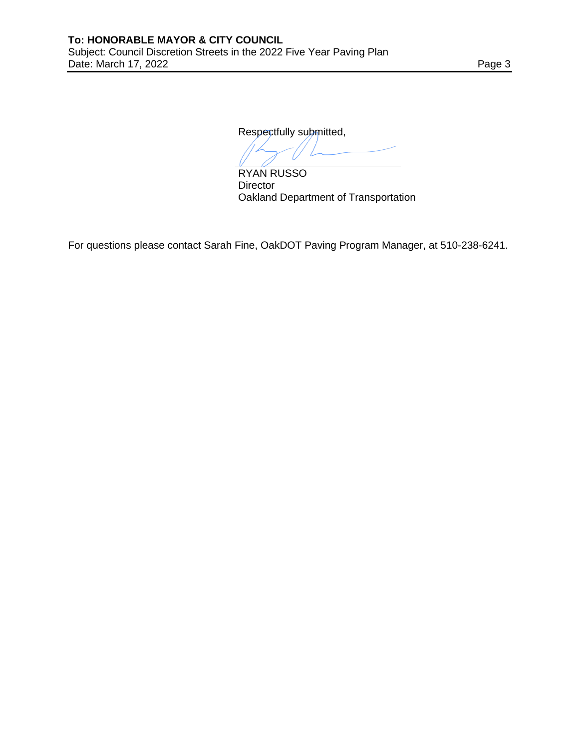Respectfully submitted,

RYAN RUSSO
Director
Oakland Department of Transportation

For questions please contact Sarah Fine, OakDOT Paving Program Manager, at 510-238-6241.